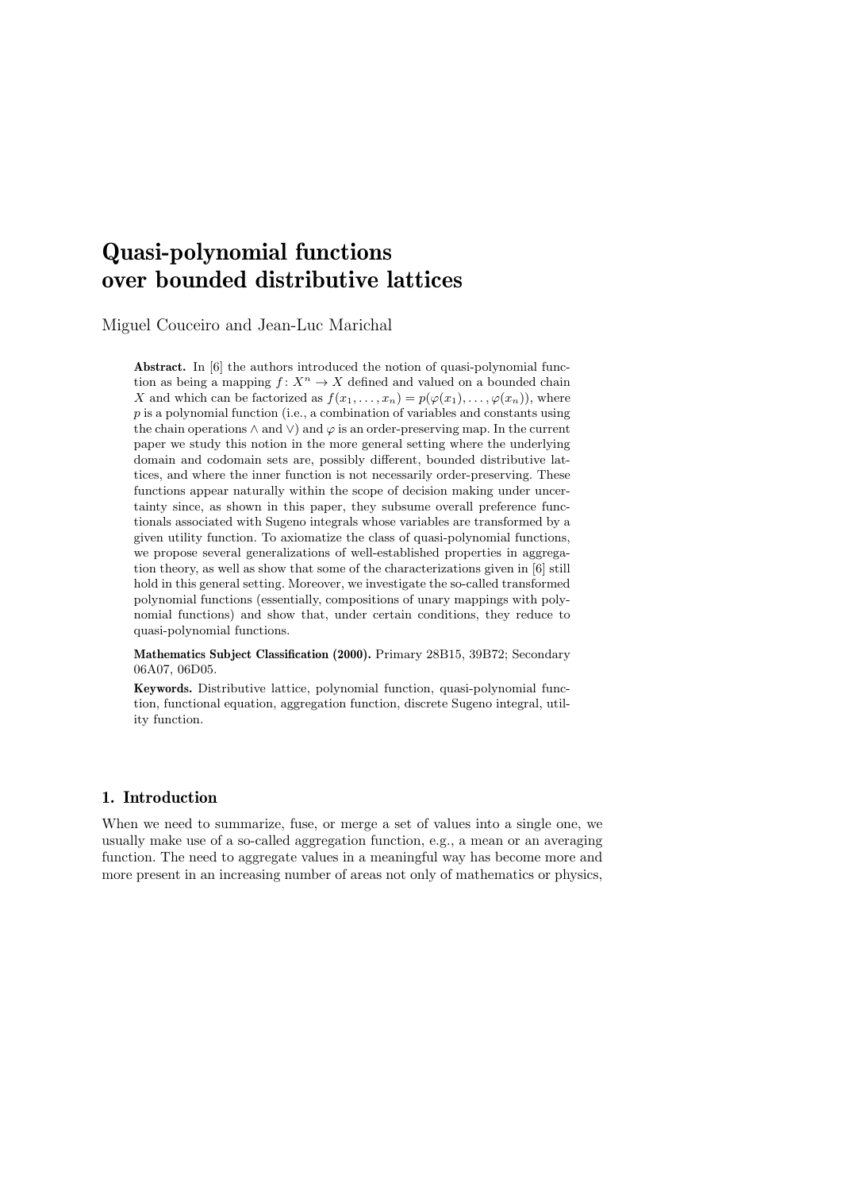# Quasi-polynomial functions over bounded distributive lattices

Miguel Couceiro and Jean-Luc Marichal

**Abstract.** In [6] the authors introduced the notion of quasi-polynomial function as being a mapping $f\colon X^n \to X$ defined and valued on a bounded chain $X$ and which can be factorized as $f(x_1, \ldots, x_n) = p(\varphi(x_1), \ldots, \varphi(x_n))$, where $p$ is a polynomial function (i.e., a combination of variables and constants using the chain operations $\wedge$ and $\vee$) and $\varphi$ is an order-preserving map. In the current paper we study this notion in the more general setting where the underlying domain and codomain sets are, possibly different, bounded distributive lattices, and where the inner function is not necessarily order-preserving. These functions appear naturally within the scope of decision making under uncertainty since, as shown in this paper, they subsume overall preference functionals associated with Sugeno integrals whose variables are transformed by a given utility function. To axiomatize the class of quasi-polynomial functions, we propose several generalizations of well-established properties in aggregation theory, as well as show that some of the characterizations given in [6] still hold in this general setting. Moreover, we investigate the so-called transformed polynomial functions (essentially, compositions of unary mappings with polynomial functions) and show that, under certain conditions, they reduce to quasi-polynomial functions.

**Mathematics Subject Classification (2000).** Primary 28B15, 39B72; Secondary 06A07, 06D05.

**Keywords.** Distributive lattice, polynomial function, quasi-polynomial function, functional equation, aggregation function, discrete Sugeno integral, utility function.

## 1. Introduction

When we need to summarize, fuse, or merge a set of values into a single one, we usually make use of a so-called aggregation function, e.g., a mean or an averaging function. The need to aggregate values in a meaningful way has become more and more present in an increasing number of areas not only of mathematics or physics,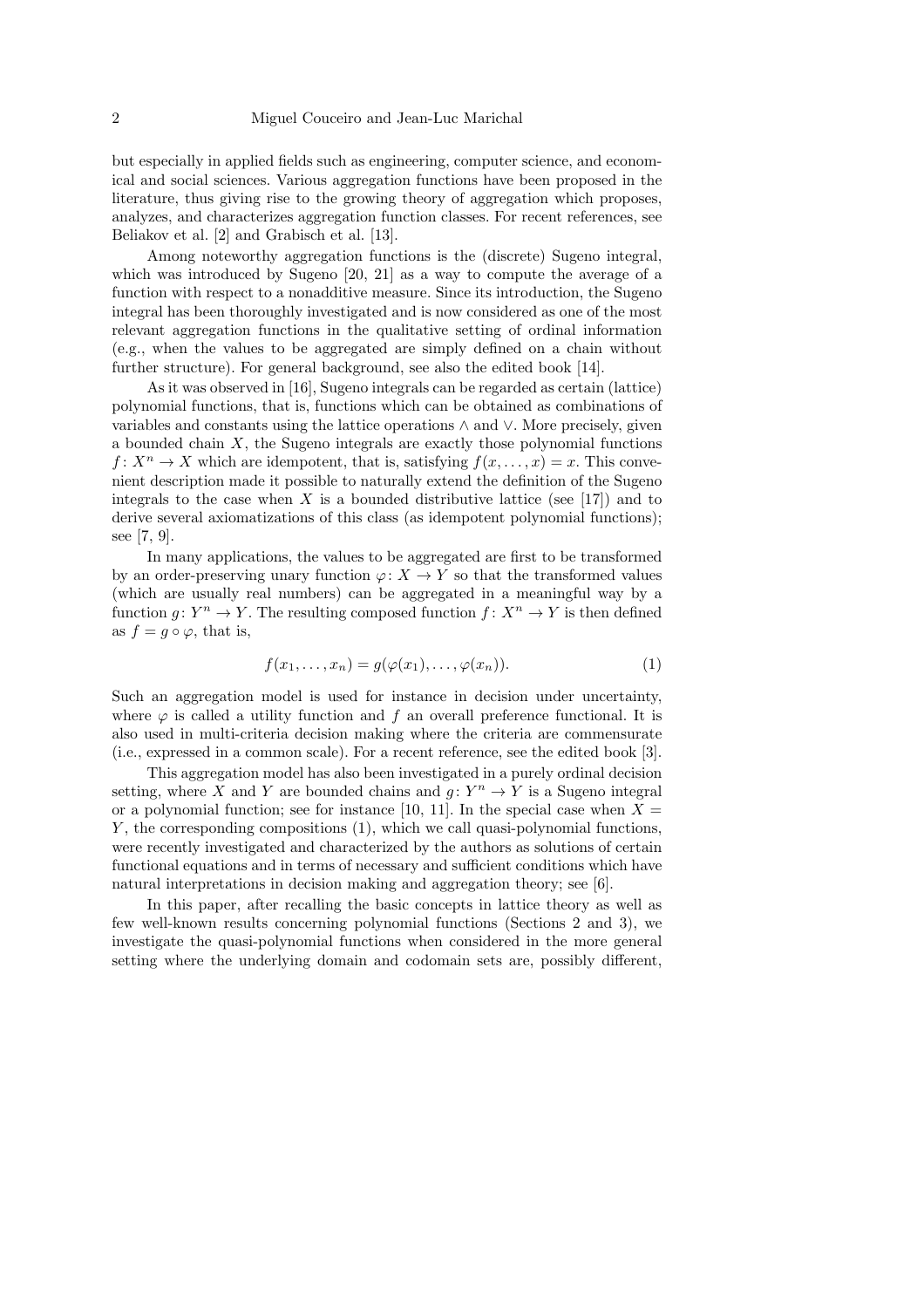but especially in applied fields such as engineering, computer science, and economical and social sciences. Various aggregation functions have been proposed in the literature, thus giving rise to the growing theory of aggregation which proposes, analyzes, and characterizes aggregation function classes. For recent references, see Beliakov et al. [2] and Grabisch et al. [13].

Among noteworthy aggregation functions is the (discrete) Sugeno integral, which was introduced by Sugeno [20, 21] as a way to compute the average of a function with respect to a nonadditive measure. Since its introduction, the Sugeno integral has been thoroughly investigated and is now considered as one of the most relevant aggregation functions in the qualitative setting of ordinal information (e.g., when the values to be aggregated are simply defined on a chain without further structure). For general background, see also the edited book [14].

As it was observed in [16], Sugeno integrals can be regarded as certain (lattice) polynomial functions, that is, functions which can be obtained as combinations of variables and constants using the lattice operations $\wedge$ and $\vee$. More precisely, given a bounded chain $X$, the Sugeno integrals are exactly those polynomial functions $f\colon X^n \to X$ which are idempotent, that is, satisfying $f(x,\ldots,x) = x$. This convenient description made it possible to naturally extend the definition of the Sugeno integrals to the case when $X$ is a bounded distributive lattice (see [17]) and to derive several axiomatizations of this class (as idempotent polynomial functions); see [7, 9].

In many applications, the values to be aggregated are first to be transformed by an order-preserving unary function $\varphi\colon X \to Y$ so that the transformed values (which are usually real numbers) can be aggregated in a meaningful way by a function $g\colon Y^n \to Y$. The resulting composed function $f\colon X^n \to Y$ is then defined as $f = g \circ \varphi$, that is,

$$f(x_1,\ldots,x_n) = g(\varphi(x_1),\ldots,\varphi(x_n)). \tag{1}$$

Such an aggregation model is used for instance in decision under uncertainty, where $\varphi$ is called a utility function and $f$ an overall preference functional. It is also used in multi-criteria decision making where the criteria are commensurate (i.e., expressed in a common scale). For a recent reference, see the edited book [3].

This aggregation model has also been investigated in a purely ordinal decision setting, where $X$ and $Y$ are bounded chains and $g\colon Y^n \to Y$ is a Sugeno integral or a polynomial function; see for instance [10, 11]. In the special case when $X = Y$, the corresponding compositions (1), which we call quasi-polynomial functions, were recently investigated and characterized by the authors as solutions of certain functional equations and in terms of necessary and sufficient conditions which have natural interpretations in decision making and aggregation theory; see [6].

In this paper, after recalling the basic concepts in lattice theory as well as few well-known results concerning polynomial functions (Sections 2 and 3), we investigate the quasi-polynomial functions when considered in the more general setting where the underlying domain and codomain sets are, possibly different,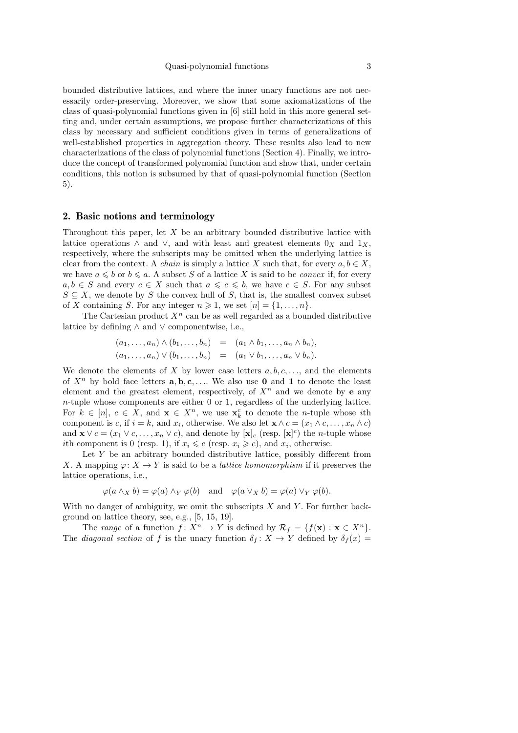bounded distributive lattices, and where the inner unary functions are not necessarily order-preserving. Moreover, we show that some axiomatizations of the class of quasi-polynomial functions given in [6] still hold in this more general setting and, under certain assumptions, we propose further characterizations of this class by necessary and sufficient conditions given in terms of generalizations of well-established properties in aggregation theory. These results also lead to new characterizations of the class of polynomial functions (Section 4). Finally, we introduce the concept of transformed polynomial function and show that, under certain conditions, this notion is subsumed by that of quasi-polynomial function (Section 5).

## 2. Basic notions and terminology

Throughout this paper, let $X$ be an arbitrary bounded distributive lattice with lattice operations $\wedge$ and $\vee$, and with least and greatest elements $0_X$ and $1_X$, respectively, where the subscripts may be omitted when the underlying lattice is clear from the context. A *chain* is simply a lattice $X$ such that, for every $a, b \in X$, we have $a \leqslant b$ or $b \leqslant a$. A subset $S$ of a lattice $X$ is said to be *convex* if, for every $a, b \in S$ and every $c \in X$ such that $a \leqslant c \leqslant b$, we have $c \in S$. For any subset $S \subseteq X$, we denote by $\overline{S}$ the convex hull of $S$, that is, the smallest convex subset of $X$ containing $S$. For any integer $n \geqslant 1$, we set $[n] = \{1, \ldots, n\}$.

The Cartesian product $X^n$ can be as well regarded as a bounded distributive lattice by defining $\wedge$ and $\vee$ componentwise, i.e.,

$$
\begin{aligned}
(a_1, \ldots, a_n) \wedge (b_1, \ldots, b_n) &= (a_1 \wedge b_1, \ldots, a_n \wedge b_n), \\
(a_1, \ldots, a_n) \vee (b_1, \ldots, b_n) &= (a_1 \vee b_1, \ldots, a_n \vee b_n).
\end{aligned}
$$

We denote the elements of $X$ by lower case letters $a, b, c, \ldots$, and the elements of $X^n$ by bold face letters $\mathbf{a}, \mathbf{b}, \mathbf{c}, \ldots$. We also use $\mathbf{0}$ and $\mathbf{1}$ to denote the least element and the greatest element, respectively, of $X^n$ and we denote by $\mathbf{e}$ any $n$-tuple whose components are either 0 or 1, regardless of the underlying lattice. For $k \in [n]$, $c \in X$, and $\mathbf{x} \in X^n$, we use $\mathbf{x}_k^c$ to denote the $n$-tuple whose $i$th component is $c$, if $i = k$, and $x_i$, otherwise. We also let $\mathbf{x} \wedge c = (x_1 \wedge c, \ldots, x_n \wedge c)$ and $\mathbf{x} \vee c = (x_1 \vee c, \ldots, x_n \vee c)$, and denote by $[\mathbf{x}]_c$ (resp. $[\mathbf{x}]^c$) the $n$-tuple whose $i$th component is 0 (resp. 1), if $x_i \leqslant c$ (resp. $x_i \geqslant c$), and $x_i$, otherwise.

Let $Y$ be an arbitrary bounded distributive lattice, possibly different from $X$. A mapping $\varphi \colon X \to Y$ is said to be a *lattice homomorphism* if it preserves the lattice operations, i.e.,

$$
\varphi(a \wedge_X b) = \varphi(a) \wedge_Y \varphi(b) \quad \text{and} \quad \varphi(a \vee_X b) = \varphi(a) \vee_Y \varphi(b).
$$

With no danger of ambiguity, we omit the subscripts $X$ and $Y$. For further background on lattice theory, see, e.g., [5, 15, 19].

The *range* of a function $f \colon X^n \to Y$ is defined by $\mathcal{R}_f = \{f(\mathbf{x}) : \mathbf{x} \in X^n\}$. The *diagonal section* of $f$ is the unary function $\delta_f \colon X \to Y$ defined by $\delta_f(x) =$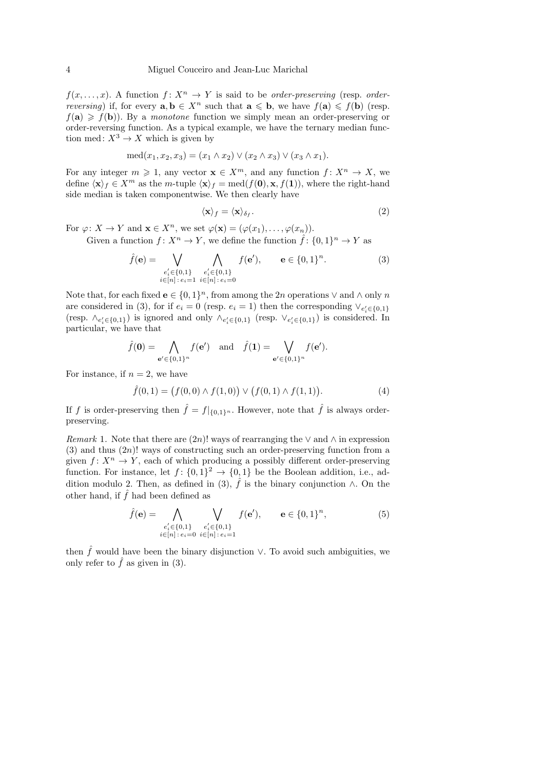$f(x, \ldots, x)$. A function $f\colon X^n \to Y$ is said to be *order-preserving* (resp. *order-reversing*) if, for every $\mathbf{a}, \mathbf{b} \in X^n$ such that $\mathbf{a} \leqslant \mathbf{b}$, we have $f(\mathbf{a}) \leqslant f(\mathbf{b})$ (resp. $f(\mathbf{a}) \geqslant f(\mathbf{b})$). By a *monotone* function we simply mean an order-preserving or order-reversing function. As a typical example, we have the ternary median function $\operatorname{med}\colon X^3 \to X$ which is given by

$$\operatorname{med}(x_1, x_2, x_3) = (x_1 \wedge x_2) \vee (x_2 \wedge x_3) \vee (x_3 \wedge x_1).$$

For any integer $m \geqslant 1$, any vector $\mathbf{x} \in X^m$, and any function $f\colon X^n \to X$, we define $\langle \mathbf{x} \rangle_f \in X^m$ as the $m$-tuple $\langle \mathbf{x} \rangle_f = \operatorname{med}(f(\mathbf{0}), \mathbf{x}, f(\mathbf{1}))$, where the right-hand side median is taken componentwise. We then clearly have

$$\langle \mathbf{x} \rangle_f = \langle \mathbf{x} \rangle_{\delta_f}. \tag{2}$$

For $\varphi\colon X \to Y$ and $\mathbf{x} \in X^n$, we set $\varphi(\mathbf{x}) = (\varphi(x_1), \ldots, \varphi(x_n))$.

Given a function $f\colon X^n \to Y$, we define the function $\hat{f}\colon \{0,1\}^n \to Y$ as

$$\hat{f}(\mathbf{e}) = \bigvee_{\substack{e_i' \in \{0,1\} \\ i \in [n]\,:\, e_i = 1}} \; \bigwedge_{\substack{e_i' \in \{0,1\} \\ i \in [n]\,:\, e_i = 0}} f(\mathbf{e}'), \qquad \mathbf{e} \in \{0,1\}^n. \tag{3}$$

Note that, for each fixed $\mathbf{e} \in \{0,1\}^n$, from among the $2n$ operations $\vee$ and $\wedge$ only $n$ are considered in (3), for if $e_i = 0$ (resp. $e_i = 1$) then the corresponding $\vee_{e_i' \in \{0,1\}}$ (resp. $\wedge_{e_i' \in \{0,1\}}$) is ignored and only $\wedge_{e_i' \in \{0,1\}}$ (resp. $\vee_{e_i' \in \{0,1\}}$) is considered. In particular, we have that

$$\hat{f}(\mathbf{0}) = \bigwedge_{\mathbf{e}' \in \{0,1\}^n} f(\mathbf{e}') \quad \text{and} \quad \hat{f}(\mathbf{1}) = \bigvee_{\mathbf{e}' \in \{0,1\}^n} f(\mathbf{e}').$$

For instance, if $n = 2$, we have

$$\hat{f}(0,1) = \big(f(0,0) \wedge f(1,0)\big) \vee \big(f(0,1) \wedge f(1,1)\big). \tag{4}$$

If $f$ is order-preserving then $\hat{f} = f|_{\{0,1\}^n}$. However, note that $\hat{f}$ is always order-preserving.

*Remark* 1. Note that there are $(2n)!$ ways of rearranging the $\vee$ and $\wedge$ in expression (3) and thus $(2n)!$ ways of constructing such an order-preserving function from a given $f\colon X^n \to Y$, each of which producing a possibly different order-preserving function. For instance, let $f\colon \{0,1\}^2 \to \{0,1\}$ be the Boolean addition, i.e., addition modulo 2. Then, as defined in (3), $\hat{f}$ is the binary conjunction $\wedge$. On the other hand, if $\hat{f}$ had been defined as

$$\hat{f}(\mathbf{e}) = \bigwedge_{\substack{e_i' \in \{0,1\} \\ i \in [n]\,:\, e_i = 0}} \; \bigvee_{\substack{e_i' \in \{0,1\} \\ i \in [n]\,:\, e_i = 1}} f(\mathbf{e}'), \qquad \mathbf{e} \in \{0,1\}^n, \tag{5}$$

then $\hat{f}$ would have been the binary disjunction $\vee$. To avoid such ambiguities, we only refer to $\hat{f}$ as given in (3).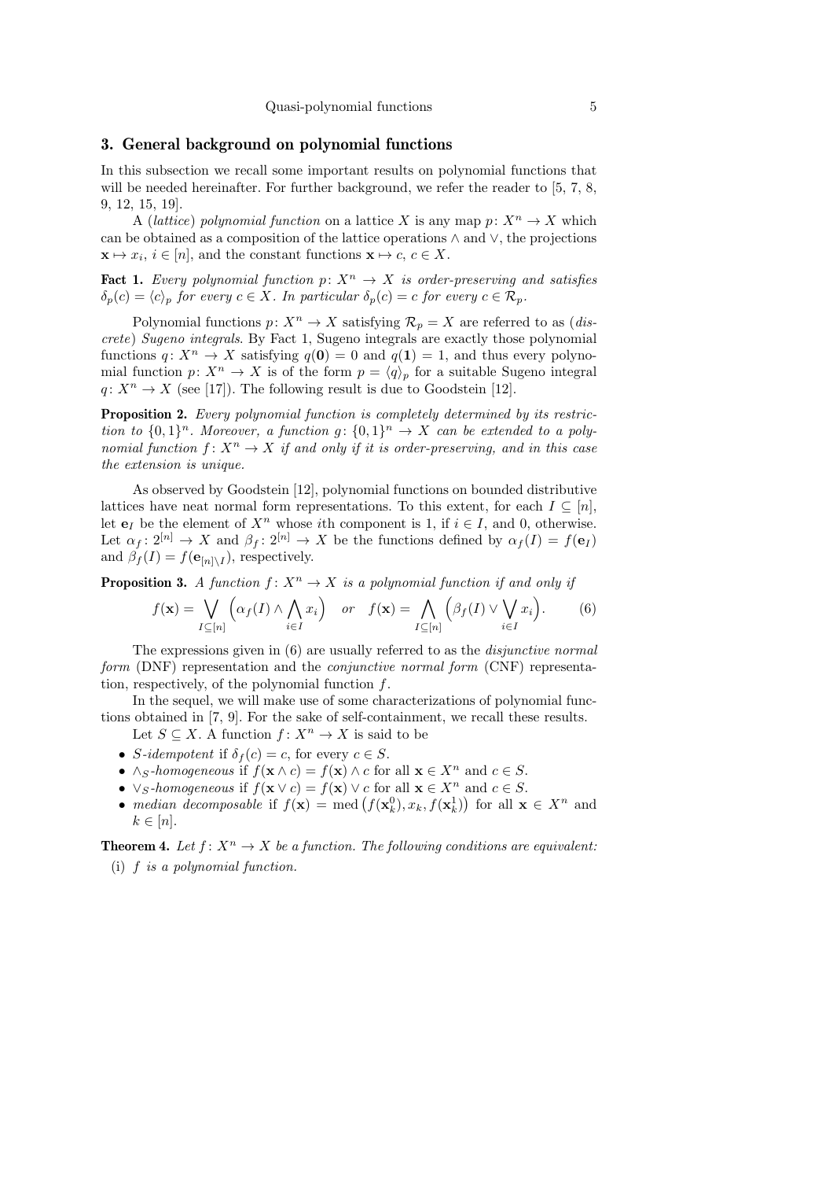## 3. General background on polynomial functions

In this subsection we recall some important results on polynomial functions that will be needed hereinafter. For further background, we refer the reader to [5, 7, 8, 9, 12, 15, 19].

A (*lattice*) *polynomial function* on a lattice $X$ is any map $p\colon X^n \to X$ which can be obtained as a composition of the lattice operations $\wedge$ and $\vee$, the projections $\mathbf{x} \mapsto x_i$, $i \in [n]$, and the constant functions $\mathbf{x} \mapsto c$, $c \in X$.

**Fact 1.** *Every polynomial function $p\colon X^n \to X$ is order-preserving and satisfies $\delta_p(c) = \langle c \rangle_p$ for every $c \in X$. In particular $\delta_p(c) = c$ for every $c \in \mathcal{R}_p$.*

Polynomial functions $p\colon X^n \to X$ satisfying $\mathcal{R}_p = X$ are referred to as (*discrete*) *Sugeno integrals*. By Fact 1, Sugeno integrals are exactly those polynomial functions $q\colon X^n \to X$ satisfying $q(\mathbf{0}) = 0$ and $q(\mathbf{1}) = 1$, and thus every polynomial function $p\colon X^n \to X$ is of the form $p = \langle q \rangle_p$ for a suitable Sugeno integral $q\colon X^n \to X$ (see [17]). The following result is due to Goodstein [12].

**Proposition 2.** *Every polynomial function is completely determined by its restriction to $\{0,1\}^n$. Moreover, a function $g\colon \{0,1\}^n \to X$ can be extended to a polynomial function $f\colon X^n \to X$ if and only if it is order-preserving, and in this case the extension is unique.*

As observed by Goodstein [12], polynomial functions on bounded distributive lattices have neat normal form representations. To this extent, for each $I \subseteq [n]$, let $\mathbf{e}_I$ be the element of $X^n$ whose $i$th component is 1, if $i \in I$, and 0, otherwise. Let $\alpha_f\colon 2^{[n]} \to X$ and $\beta_f\colon 2^{[n]} \to X$ be the functions defined by $\alpha_f(I) = f(\mathbf{e}_I)$ and $\beta_f(I) = f(\mathbf{e}_{[n]\setminus I})$, respectively.

**Proposition 3.** *A function $f\colon X^n \to X$ is a polynomial function if and only if*

$$f(\mathbf{x}) = \bigvee_{I \subseteq [n]} \Big( \alpha_f(I) \wedge \bigwedge_{i \in I} x_i \Big) \quad \textit{or} \quad f(\mathbf{x}) = \bigwedge_{I \subseteq [n]} \Big( \beta_f(I) \vee \bigvee_{i \in I} x_i \Big). \tag{6}$$

The expressions given in (6) are usually referred to as the *disjunctive normal form* (DNF) representation and the *conjunctive normal form* (CNF) representation, respectively, of the polynomial function $f$.

In the sequel, we will make use of some characterizations of polynomial functions obtained in [7, 9]. For the sake of self-containment, we recall these results.

Let $S \subseteq X$. A function $f\colon X^n \to X$ is said to be

- *$S$-idempotent* if $\delta_f(c) = c$, for every $c \in S$.
- *$\wedge_S$-homogeneous* if $f(\mathbf{x} \wedge c) = f(\mathbf{x}) \wedge c$ for all $\mathbf{x} \in X^n$ and $c \in S$.
- *$\vee_S$-homogeneous* if $f(\mathbf{x} \vee c) = f(\mathbf{x}) \vee c$ for all $\mathbf{x} \in X^n$ and $c \in S$.
- *median decomposable* if $f(\mathbf{x}) = \operatorname{med}\big(f(\mathbf{x}_k^0), x_k, f(\mathbf{x}_k^1)\big)$ for all $\mathbf{x} \in X^n$ and $k \in [n]$.

**Theorem 4.** *Let $f\colon X^n \to X$ be a function. The following conditions are equivalent:*

(i) *$f$ is a polynomial function.*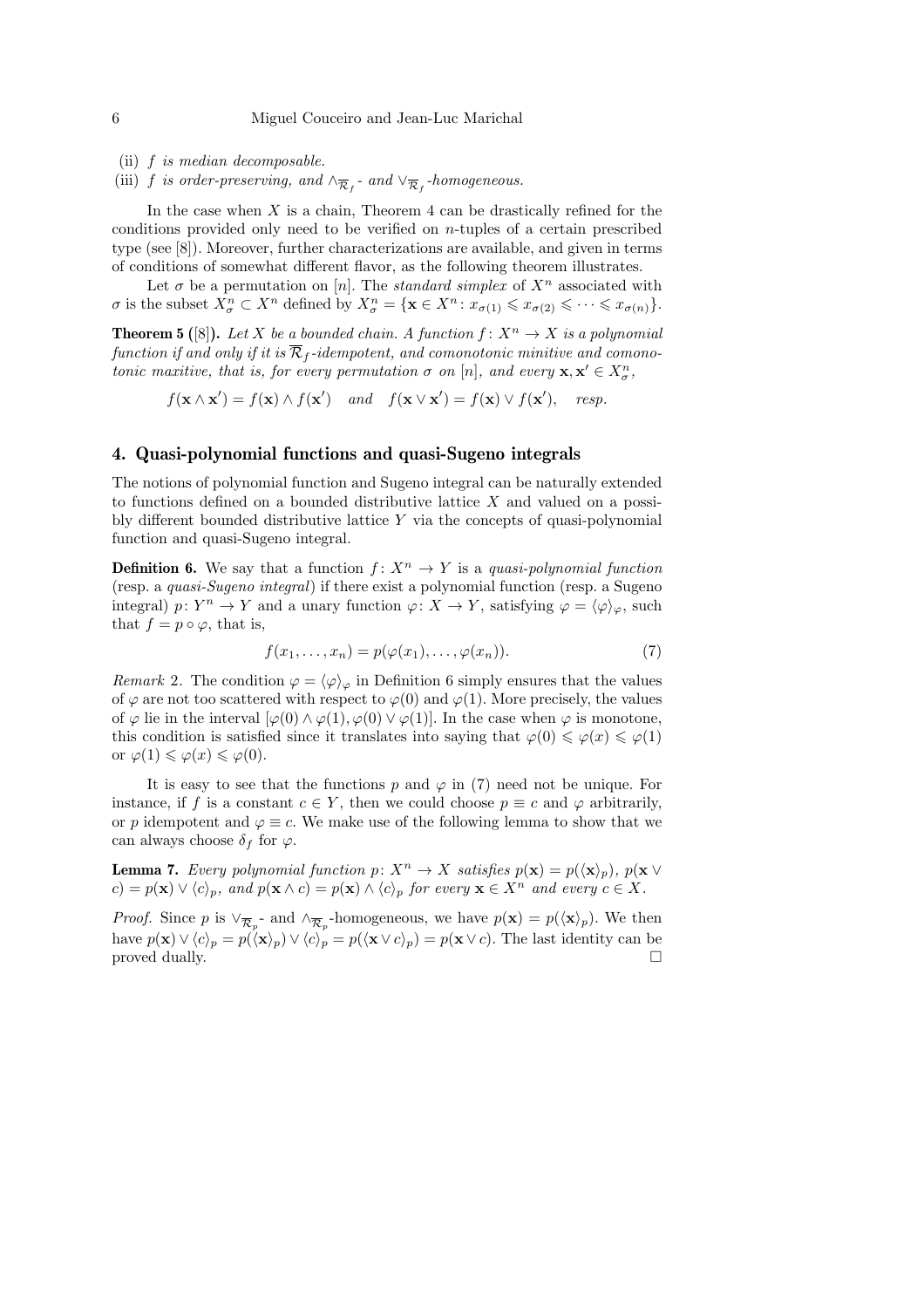(ii) *f is median decomposable.*

(iii) *f is order-preserving, and* $\wedge_{\overline{\mathcal{R}}_f}$*- and* $\vee_{\overline{\mathcal{R}}_f}$*-homogeneous.*

In the case when $X$ is a chain, Theorem 4 can be drastically refined for the conditions provided only need to be verified on $n$-tuples of a certain prescribed type (see [8]). Moreover, further characterizations are available, and given in terms of conditions of somewhat different flavor, as the following theorem illustrates.

Let $\sigma$ be a permutation on $[n]$. The *standard simplex* of $X^n$ associated with $\sigma$ is the subset $X^n_\sigma \subset X^n$ defined by $X^n_\sigma = \{\mathbf{x} \in X^n : x_{\sigma(1)} \leqslant x_{\sigma(2)} \leqslant \cdots \leqslant x_{\sigma(n)}\}$.

**Theorem 5 ([8]).** *Let $X$ be a bounded chain. A function $f: X^n \to X$ is a polynomial function if and only if it is $\overline{\mathcal{R}}_f$-idempotent, and comonotonic minitive and comonotonic maxitive, that is, for every permutation $\sigma$ on $[n]$, and every $\mathbf{x}, \mathbf{x}' \in X^n_\sigma$,*

$$f(\mathbf{x} \wedge \mathbf{x}') = f(\mathbf{x}) \wedge f(\mathbf{x}') \quad \textit{and} \quad f(\mathbf{x} \vee \mathbf{x}') = f(\mathbf{x}) \vee f(\mathbf{x}'), \quad \textit{resp.}$$

## 4. Quasi-polynomial functions and quasi-Sugeno integrals

The notions of polynomial function and Sugeno integral can be naturally extended to functions defined on a bounded distributive lattice $X$ and valued on a possibly different bounded distributive lattice $Y$ via the concepts of quasi-polynomial function and quasi-Sugeno integral.

**Definition 6.** We say that a function $f: X^n \to Y$ is a *quasi-polynomial function* (resp. a *quasi-Sugeno integral*) if there exist a polynomial function (resp. a Sugeno integral) $p: Y^n \to Y$ and a unary function $\varphi: X \to Y$, satisfying $\varphi = \langle\varphi\rangle_\varphi$, such that $f = p \circ \varphi$, that is,

$$f(x_1, \ldots, x_n) = p(\varphi(x_1), \ldots, \varphi(x_n)). \tag{7}$$

*Remark* 2. The condition $\varphi = \langle\varphi\rangle_\varphi$ in Definition 6 simply ensures that the values of $\varphi$ are not too scattered with respect to $\varphi(0)$ and $\varphi(1)$. More precisely, the values of $\varphi$ lie in the interval $[\varphi(0) \wedge \varphi(1), \varphi(0) \vee \varphi(1)]$. In the case when $\varphi$ is monotone, this condition is satisfied since it translates into saying that $\varphi(0) \leqslant \varphi(x) \leqslant \varphi(1)$ or $\varphi(1) \leqslant \varphi(x) \leqslant \varphi(0)$.

It is easy to see that the functions $p$ and $\varphi$ in (7) need not be unique. For instance, if $f$ is a constant $c \in Y$, then we could choose $p \equiv c$ and $\varphi$ arbitrarily, or $p$ idempotent and $\varphi \equiv c$. We make use of the following lemma to show that we can always choose $\delta_f$ for $\varphi$.

**Lemma 7.** *Every polynomial function $p: X^n \to X$ satisfies $p(\mathbf{x}) = p(\langle\mathbf{x}\rangle_p)$, $p(\mathbf{x} \vee c) = p(\mathbf{x}) \vee \langle c\rangle_p$, and $p(\mathbf{x} \wedge c) = p(\mathbf{x}) \wedge \langle c\rangle_p$ for every $\mathbf{x} \in X^n$ and every $c \in X$.*

*Proof.* Since $p$ is $\vee_{\overline{\mathcal{R}}_p}$- and $\wedge_{\overline{\mathcal{R}}_p}$-homogeneous, we have $p(\mathbf{x}) = p(\langle\mathbf{x}\rangle_p)$. We then have $p(\mathbf{x}) \vee \langle c\rangle_p = p(\langle\mathbf{x}\rangle_p) \vee \langle c\rangle_p = p(\langle\mathbf{x} \vee c\rangle_p) = p(\mathbf{x} \vee c)$. The last identity can be proved dually. □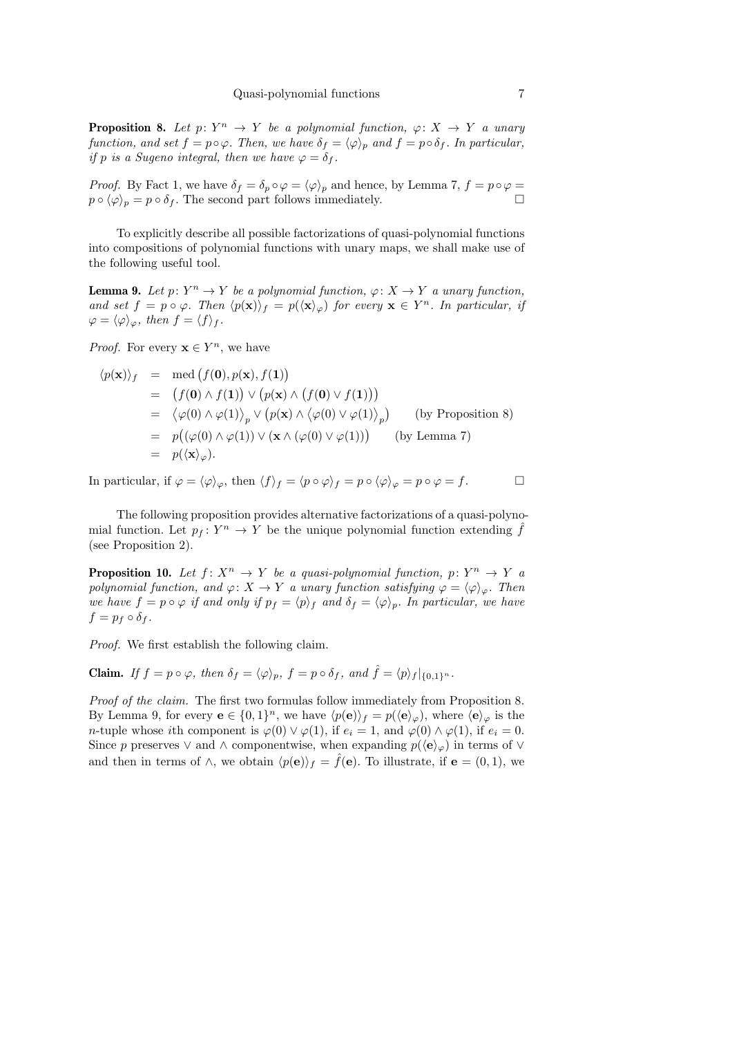**Proposition 8.** *Let $p\colon Y^n \to Y$ be a polynomial function, $\varphi\colon X \to Y$ a unary function, and set $f = p\circ\varphi$. Then, we have $\delta_f = \langle\varphi\rangle_p$ and $f = p\circ\delta_f$. In particular, if $p$ is a Sugeno integral, then we have $\varphi = \delta_f$.*

*Proof.* By Fact 1, we have $\delta_f = \delta_p \circ \varphi = \langle\varphi\rangle_p$ and hence, by Lemma 7, $f = p\circ\varphi = p\circ\langle\varphi\rangle_p = p\circ\delta_f$. The second part follows immediately. □

To explicitly describe all possible factorizations of quasi-polynomial functions into compositions of polynomial functions with unary maps, we shall make use of the following useful tool.

**Lemma 9.** *Let $p\colon Y^n \to Y$ be a polynomial function, $\varphi\colon X \to Y$ a unary function, and set $f = p\circ\varphi$. Then $\langle p(\mathbf{x})\rangle_f = p(\langle\mathbf{x}\rangle_\varphi)$ for every $\mathbf{x} \in Y^n$. In particular, if $\varphi = \langle\varphi\rangle_\varphi$, then $f = \langle f\rangle_f$.*

*Proof.* For every $\mathbf{x} \in Y^n$, we have

$$
\begin{aligned}
\langle p(\mathbf{x})\rangle_f &= \operatorname{med}\big(f(\mathbf{0}), p(\mathbf{x}), f(\mathbf{1})\big)\\
&= \big(f(\mathbf{0}) \wedge f(\mathbf{1})\big) \vee \big(p(\mathbf{x}) \wedge \big(f(\mathbf{0}) \vee f(\mathbf{1})\big)\big)\\
&= \big\langle \varphi(0) \wedge \varphi(1)\big\rangle_p \vee \big(p(\mathbf{x}) \wedge \big\langle \varphi(0) \vee \varphi(1)\big\rangle_p\big) \qquad \text{(by Proposition 8)}\\
&= p\big((\varphi(0) \wedge \varphi(1)) \vee (\mathbf{x} \wedge (\varphi(0) \vee \varphi(1))\big) \qquad \text{(by Lemma 7)}\\
&= p(\langle\mathbf{x}\rangle_\varphi).
\end{aligned}
$$

In particular, if $\varphi = \langle\varphi\rangle_\varphi$, then $\langle f\rangle_f = \langle p\circ\varphi\rangle_f = p\circ\langle\varphi\rangle_\varphi = p\circ\varphi = f$. □

The following proposition provides alternative factorizations of a quasi-polynomial function. Let $p_f\colon Y^n \to Y$ be the unique polynomial function extending $\hat{f}$ (see Proposition 2).

**Proposition 10.** *Let $f\colon X^n \to Y$ be a quasi-polynomial function, $p\colon Y^n \to Y$ a polynomial function, and $\varphi\colon X \to Y$ a unary function satisfying $\varphi = \langle\varphi\rangle_\varphi$. Then we have $f = p\circ\varphi$ if and only if $p_f = \langle p\rangle_f$ and $\delta_f = \langle\varphi\rangle_p$. In particular, we have $f = p_f \circ \delta_f$.*

*Proof.* We first establish the following claim.

**Claim.** *If $f = p\circ\varphi$, then $\delta_f = \langle\varphi\rangle_p$, $f = p\circ\delta_f$, and $\hat{f} = \langle p\rangle_f|_{\{0,1\}^n}$.*

*Proof of the claim.* The first two formulas follow immediately from Proposition 8. By Lemma 9, for every $\mathbf{e} \in \{0,1\}^n$, we have $\langle p(\mathbf{e})\rangle_f = p(\langle\mathbf{e}\rangle_\varphi)$, where $\langle\mathbf{e}\rangle_\varphi$ is the $n$-tuple whose $i$th component is $\varphi(0) \vee \varphi(1)$, if $e_i = 1$, and $\varphi(0) \wedge \varphi(1)$, if $e_i = 0$. Since $p$ preserves $\vee$ and $\wedge$ componentwise, when expanding $p(\langle\mathbf{e}\rangle_\varphi)$ in terms of $\vee$ and then in terms of $\wedge$, we obtain $\langle p(\mathbf{e})\rangle_f = \hat{f}(\mathbf{e})$. To illustrate, if $\mathbf{e} = (0,1)$, we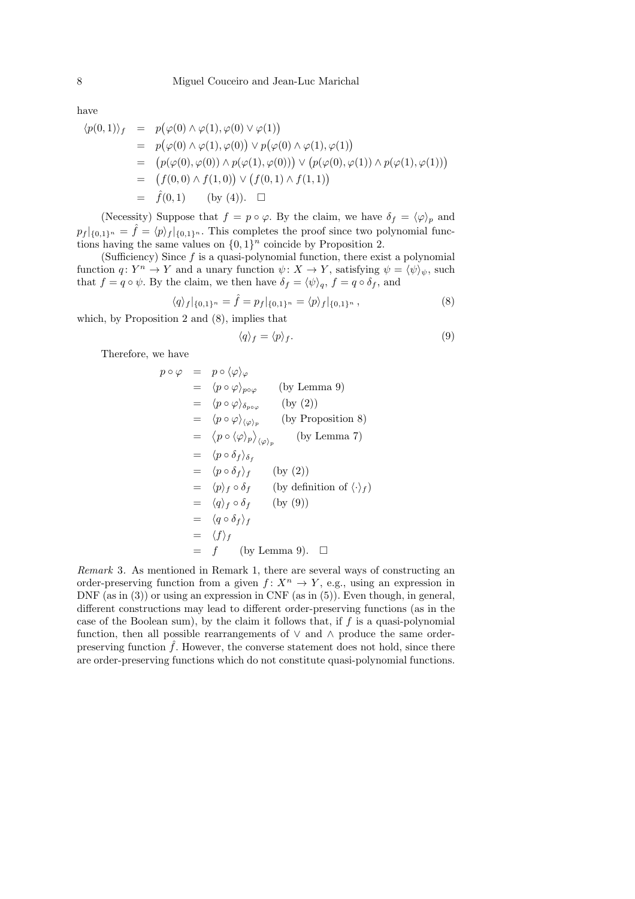have

$$
\begin{aligned}
\langle p(0,1)\rangle_f &= p\big(\varphi(0)\wedge\varphi(1),\varphi(0)\vee\varphi(1)\big)\\
&= p\big(\varphi(0)\wedge\varphi(1),\varphi(0)\big)\vee p\big(\varphi(0)\wedge\varphi(1),\varphi(1)\big)\\
&= \big(p(\varphi(0),\varphi(0))\wedge p(\varphi(1),\varphi(0))\big)\vee\big(p(\varphi(0),\varphi(1))\wedge p(\varphi(1),\varphi(1))\big)\\
&= \big(f(0,0)\wedge f(1,0)\big)\vee\big(f(0,1)\wedge f(1,1)\big)\\
&= \hat{f}(0,1) \qquad \text{(by (4))}. \quad \square
\end{aligned}
$$

(Necessity) Suppose that $f = p\circ\varphi$. By the claim, we have $\delta_f = \langle\varphi\rangle_p$ and $p_f|_{\{0,1\}^n} = \hat{f} = \langle p\rangle_f|_{\{0,1\}^n}$. This completes the proof since two polynomial functions having the same values on $\{0,1\}^n$ coincide by Proposition 2.

(Sufficiency) Since $f$ is a quasi-polynomial function, there exist a polynomial function $q\colon Y^n\to Y$ and a unary function $\psi\colon X\to Y$, satisfying $\psi = \langle\psi\rangle_\psi$, such that $f = q\circ\psi$. By the claim, we then have $\delta_f = \langle\psi\rangle_q$, $f = q\circ\delta_f$, and

$$
\langle q\rangle_f|_{\{0,1\}^n} = \hat{f} = p_f|_{\{0,1\}^n} = \langle p\rangle_f|_{\{0,1\}^n}\,, \tag{8}
$$

which, by Proposition 2 and (8), implies that

$$
\langle q\rangle_f = \langle p\rangle_f. \tag{9}
$$

Therefore, we have

$$
\begin{aligned}
p\circ\varphi &= p\circ\langle\varphi\rangle_\varphi\\
&= \langle p\circ\varphi\rangle_{p\circ\varphi} \qquad \text{(by Lemma 9)}\\
&= \langle p\circ\varphi\rangle_{\delta_{p\circ\varphi}} \qquad \text{(by (2))}\\
&= \langle p\circ\varphi\rangle_{\langle\varphi\rangle_p} \qquad \text{(by Proposition 8)}\\
&= \big\langle p\circ\langle\varphi\rangle_p\big\rangle_{\langle\varphi\rangle_p} \qquad \text{(by Lemma 7)}\\
&= \langle p\circ\delta_f\rangle_{\delta_f}\\
&= \langle p\circ\delta_f\rangle_f \qquad \text{(by (2))}\\
&= \langle p\rangle_f\circ\delta_f \qquad \text{(by definition of } \langle\cdot\rangle_f)\\
&= \langle q\rangle_f\circ\delta_f \qquad \text{(by (9))}\\
&= \langle q\circ\delta_f\rangle_f\\
&= \langle f\rangle_f\\
&= f \qquad \text{(by Lemma 9)}. \quad \square
\end{aligned}
$$

*Remark* 3. As mentioned in Remark 1, there are several ways of constructing an order-preserving function from a given $f\colon X^n\to Y$, e.g., using an expression in DNF (as in (3)) or using an expression in CNF (as in (5)). Even though, in general, different constructions may lead to different order-preserving functions (as in the case of the Boolean sum), by the claim it follows that, if $f$ is a quasi-polynomial function, then all possible rearrangements of $\vee$ and $\wedge$ produce the same order-preserving function $\hat{f}$. However, the converse statement does not hold, since there are order-preserving functions which do not constitute quasi-polynomial functions.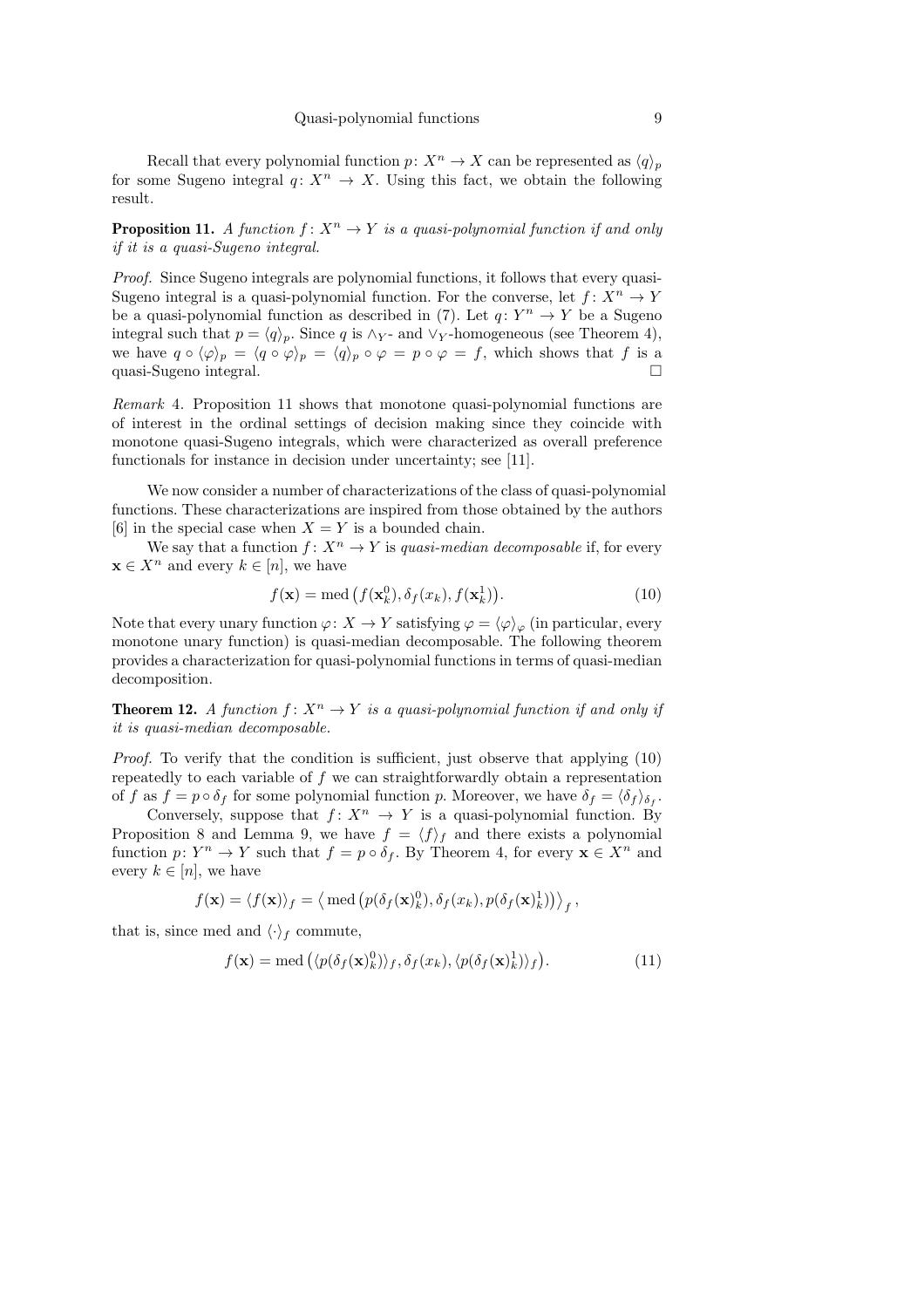Recall that every polynomial function $p\colon X^n \to X$ can be represented as $\langle q \rangle_p$ for some Sugeno integral $q\colon X^n \to X$. Using this fact, we obtain the following result.

**Proposition 11.** *A function $f\colon X^n \to Y$ is a quasi-polynomial function if and only if it is a quasi-Sugeno integral.*

*Proof.* Since Sugeno integrals are polynomial functions, it follows that every quasi-Sugeno integral is a quasi-polynomial function. For the converse, let $f\colon X^n \to Y$ be a quasi-polynomial function as described in (7). Let $q\colon Y^n \to Y$ be a Sugeno integral such that $p = \langle q \rangle_p$. Since $q$ is $\wedge_Y$- and $\vee_Y$-homogeneous (see Theorem 4), we have $q \circ \langle \varphi \rangle_p = \langle q \circ \varphi \rangle_p = \langle q \rangle_p \circ \varphi = p \circ \varphi = f$, which shows that $f$ is a quasi-Sugeno integral. □

*Remark* 4. Proposition 11 shows that monotone quasi-polynomial functions are of interest in the ordinal settings of decision making since they coincide with monotone quasi-Sugeno integrals, which were characterized as overall preference functionals for instance in decision under uncertainty; see [11].

We now consider a number of characterizations of the class of quasi-polynomial functions. These characterizations are inspired from those obtained by the authors [6] in the special case when $X = Y$ is a bounded chain.

We say that a function $f\colon X^n \to Y$ is *quasi-median decomposable* if, for every $\mathbf{x} \in X^n$ and every $k \in [n]$, we have

$$f(\mathbf{x}) = \operatorname{med}\big(f(\mathbf{x}_k^0), \delta_f(x_k), f(\mathbf{x}_k^1)\big). \tag{10}$$

Note that every unary function $\varphi\colon X \to Y$ satisfying $\varphi = \langle \varphi \rangle_\varphi$ (in particular, every monotone unary function) is quasi-median decomposable. The following theorem provides a characterization for quasi-polynomial functions in terms of quasi-median decomposition.

**Theorem 12.** *A function $f\colon X^n \to Y$ is a quasi-polynomial function if and only if it is quasi-median decomposable.*

*Proof.* To verify that the condition is sufficient, just observe that applying (10) repeatedly to each variable of $f$ we can straightforwardly obtain a representation of $f$ as $f = p \circ \delta_f$ for some polynomial function $p$. Moreover, we have $\delta_f = \langle \delta_f \rangle_{\delta_f}$.

Conversely, suppose that $f\colon X^n \to Y$ is a quasi-polynomial function. By Proposition 8 and Lemma 9, we have $f = \langle f \rangle_f$ and there exists a polynomial function $p\colon Y^n \to Y$ such that $f = p \circ \delta_f$. By Theorem 4, for every $\mathbf{x} \in X^n$ and every $k \in [n]$, we have

$$f(\mathbf{x}) = \langle f(\mathbf{x}) \rangle_f = \big\langle \operatorname{med}\big(p(\delta_f(\mathbf{x})_k^0), \delta_f(x_k), p(\delta_f(\mathbf{x})_k^1)\big) \big\rangle_f\,,$$

that is, since med and $\langle \cdot \rangle_f$ commute,

$$f(\mathbf{x}) = \operatorname{med}\big(\langle p(\delta_f(\mathbf{x})_k^0)\rangle_f, \delta_f(x_k), \langle p(\delta_f(\mathbf{x})_k^1)\rangle_f\big). \tag{11}$$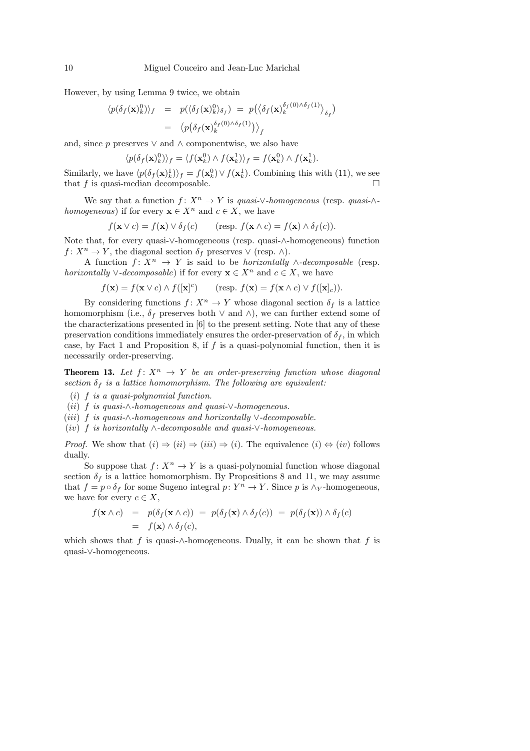However, by using Lemma 9 twice, we obtain

$$
\begin{aligned}
\langle p(\delta_f(\mathbf{x})^0_k)\rangle_f &= p(\langle \delta_f(\mathbf{x})^0_k\rangle_{\delta_f}) \;=\; p\big(\big\langle \delta_f(\mathbf{x})_k^{\delta_f(0)\wedge\delta_f(1)}\big\rangle_{\delta_f}\big) \\
&= \big\langle p\big(\delta_f(\mathbf{x})_k^{\delta_f(0)\wedge\delta_f(1)}\big)\big\rangle_f
\end{aligned}
$$

and, since $p$ preserves $\vee$ and $\wedge$ componentwise, we also have

$$
\langle p(\delta_f(\mathbf{x})^0_k)\rangle_f = \langle f(\mathbf{x}^0_k) \wedge f(\mathbf{x}^1_k)\rangle_f = f(\mathbf{x}^0_k) \wedge f(\mathbf{x}^1_k).
$$

Similarly, we have $\langle p(\delta_f(\mathbf{x})^1_k)\rangle_f = f(\mathbf{x}^0_k) \vee f(\mathbf{x}^1_k)$. Combining this with (11), we see that $f$ is quasi-median decomposable. □

We say that a function $f\colon X^n \to Y$ is *quasi-$\vee$-homogeneous* (resp. *quasi-$\wedge$-homogeneous*) if for every $\mathbf{x} \in X^n$ and $c \in X$, we have

$$
f(\mathbf{x} \vee c) = f(\mathbf{x}) \vee \delta_f(c) \qquad (\text{resp. } f(\mathbf{x} \wedge c) = f(\mathbf{x}) \wedge \delta_f(c)).
$$

Note that, for every quasi-$\vee$-homogeneous (resp. quasi-$\wedge$-homogeneous) function $f\colon X^n \to Y$, the diagonal section $\delta_f$ preserves $\vee$ (resp. $\wedge$).

A function $f\colon X^n \to Y$ is said to be *horizontally $\wedge$-decomposable* (resp. *horizontally $\vee$-decomposable*) if for every $\mathbf{x} \in X^n$ and $c \in X$, we have

$$
f(\mathbf{x}) = f(\mathbf{x} \vee c) \wedge f([\mathbf{x}]^c) \qquad (\text{resp. } f(\mathbf{x}) = f(\mathbf{x} \wedge c) \vee f([\mathbf{x}]_c)).
$$

By considering functions $f\colon X^n \to Y$ whose diagonal section $\delta_f$ is a lattice homomorphism (i.e., $\delta_f$ preserves both $\vee$ and $\wedge$), we can further extend some of the characterizations presented in [6] to the present setting. Note that any of these preservation conditions immediately ensures the order-preservation of $\delta_f$, in which case, by Fact 1 and Proposition 8, if $f$ is a quasi-polynomial function, then it is necessarily order-preserving.

**Theorem 13.** *Let $f\colon X^n \to Y$ be an order-preserving function whose diagonal section $\delta_f$ is a lattice homomorphism. The following are equivalent:*

*(i) $f$ is a quasi-polynomial function.*
*(ii) $f$ is quasi-$\wedge$-homogeneous and quasi-$\vee$-homogeneous.*
*(iii) $f$ is quasi-$\wedge$-homogeneous and horizontally $\vee$-decomposable.*
*(iv) $f$ is horizontally $\wedge$-decomposable and quasi-$\vee$-homogeneous.*

*Proof.* We show that $(i) \Rightarrow (ii) \Rightarrow (iii) \Rightarrow (i)$. The equivalence $(i) \Leftrightarrow (iv)$ follows dually.

So suppose that $f\colon X^n \to Y$ is a quasi-polynomial function whose diagonal section $\delta_f$ is a lattice homomorphism. By Propositions 8 and 11, we may assume that $f = p \circ \delta_f$ for some Sugeno integral $p\colon Y^n \to Y$. Since $p$ is $\wedge_Y$-homogeneous, we have for every $c \in X$,

$$
\begin{aligned}
f(\mathbf{x} \wedge c) &= p(\delta_f(\mathbf{x} \wedge c)) \;=\; p(\delta_f(\mathbf{x}) \wedge \delta_f(c)) \;=\; p(\delta_f(\mathbf{x})) \wedge \delta_f(c) \\
&= f(\mathbf{x}) \wedge \delta_f(c),
\end{aligned}
$$

which shows that $f$ is quasi-$\wedge$-homogeneous. Dually, it can be shown that $f$ is quasi-$\vee$-homogeneous.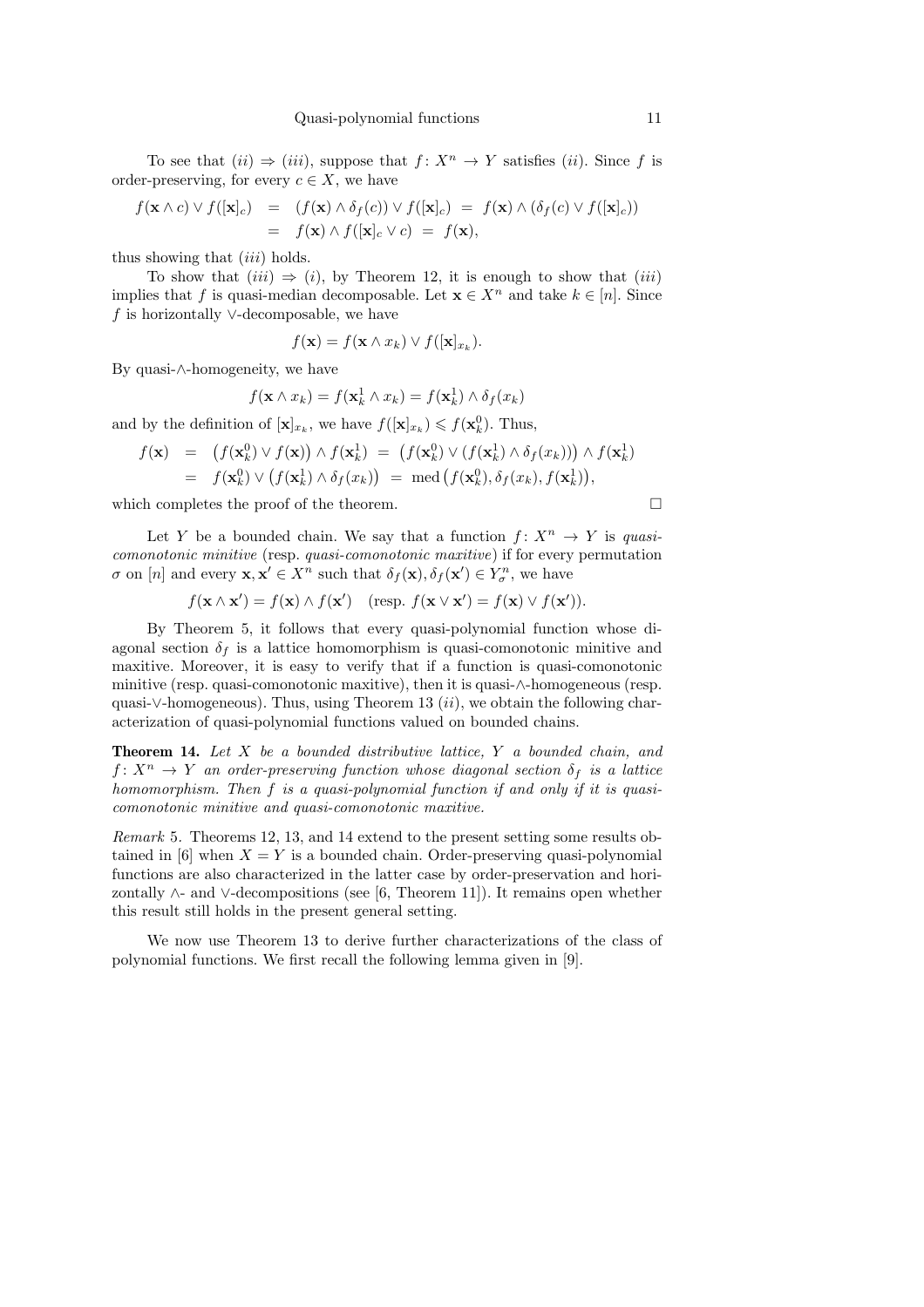To see that $(ii) \Rightarrow (iii)$, suppose that $f\colon X^n \to Y$ satisfies $(ii)$. Since $f$ is order-preserving, for every $c \in X$, we have

$$
\begin{aligned}
f(\mathbf{x} \wedge c) \vee f([\mathbf{x}]_c) &= (f(\mathbf{x}) \wedge \delta_f(c)) \vee f([\mathbf{x}]_c) \;=\; f(\mathbf{x}) \wedge (\delta_f(c) \vee f([\mathbf{x}]_c)) \\
&= f(\mathbf{x}) \wedge f([\mathbf{x}]_c \vee c) \;=\; f(\mathbf{x}),
\end{aligned}
$$

thus showing that $(iii)$ holds.

To show that $(iii) \Rightarrow (i)$, by Theorem 12, it is enough to show that $(iii)$ implies that $f$ is quasi-median decomposable. Let $\mathbf{x} \in X^n$ and take $k \in [n]$. Since $f$ is horizontally $\vee$-decomposable, we have

$$f(\mathbf{x}) = f(\mathbf{x} \wedge x_k) \vee f([\mathbf{x}]_{x_k}).$$

By quasi-$\wedge$-homogeneity, we have

$$f(\mathbf{x} \wedge x_k) = f(\mathbf{x}_k^1 \wedge x_k) = f(\mathbf{x}_k^1) \wedge \delta_f(x_k)$$

and by the definition of $[\mathbf{x}]_{x_k}$, we have $f([\mathbf{x}]_{x_k}) \leqslant f(\mathbf{x}_k^0)$. Thus,

$$
\begin{aligned}
f(\mathbf{x}) &= \big(f(\mathbf{x}_k^0) \vee f(\mathbf{x})\big) \wedge f(\mathbf{x}_k^1) \;=\; \big(f(\mathbf{x}_k^0) \vee (f(\mathbf{x}_k^1) \wedge \delta_f(x_k))\big) \wedge f(\mathbf{x}_k^1) \\
&= f(\mathbf{x}_k^0) \vee \big(f(\mathbf{x}_k^1) \wedge \delta_f(x_k)\big) \;=\; \mathrm{med}\big(f(\mathbf{x}_k^0), \delta_f(x_k), f(\mathbf{x}_k^1)\big),
\end{aligned}
$$

which completes the proof of the theorem. □

Let $Y$ be a bounded chain. We say that a function $f\colon X^n \to Y$ is *quasi-comonotonic minitive* (resp. *quasi-comonotonic maxitive*) if for every permutation $\sigma$ on $[n]$ and every $\mathbf{x}, \mathbf{x}' \in X^n$ such that $\delta_f(\mathbf{x}), \delta_f(\mathbf{x}') \in Y_\sigma^n$, we have

$$f(\mathbf{x} \wedge \mathbf{x}') = f(\mathbf{x}) \wedge f(\mathbf{x}') \quad (\text{resp. } f(\mathbf{x} \vee \mathbf{x}') = f(\mathbf{x}) \vee f(\mathbf{x}')).$$

By Theorem 5, it follows that every quasi-polynomial function whose diagonal section $\delta_f$ is a lattice homomorphism is quasi-comonotonic minitive and maxitive. Moreover, it is easy to verify that if a function is quasi-comonotonic minitive (resp. quasi-comonotonic maxitive), then it is quasi-$\wedge$-homogeneous (resp. quasi-$\vee$-homogeneous). Thus, using Theorem 13 $(ii)$, we obtain the following characterization of quasi-polynomial functions valued on bounded chains.

**Theorem 14.** *Let $X$ be a bounded distributive lattice, $Y$ a bounded chain, and $f\colon X^n \to Y$ an order-preserving function whose diagonal section $\delta_f$ is a lattice homomorphism. Then $f$ is a quasi-polynomial function if and only if it is quasi-comonotonic minitive and quasi-comonotonic maxitive.*

*Remark* 5. Theorems 12, 13, and 14 extend to the present setting some results obtained in [6] when $X = Y$ is a bounded chain. Order-preserving quasi-polynomial functions are also characterized in the latter case by order-preservation and horizontally $\wedge$- and $\vee$-decompositions (see [6, Theorem 11]). It remains open whether this result still holds in the present general setting.

We now use Theorem 13 to derive further characterizations of the class of polynomial functions. We first recall the following lemma given in [9].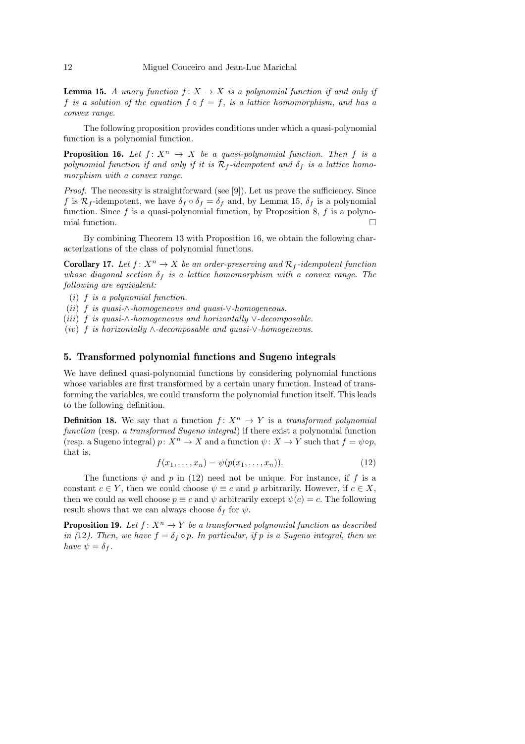**Lemma 15.** *A unary function $f\colon X \to X$ is a polynomial function if and only if $f$ is a solution of the equation $f \circ f = f$, is a lattice homomorphism, and has a convex range.*

The following proposition provides conditions under which a quasi-polynomial function is a polynomial function.

**Proposition 16.** *Let $f\colon X^n \to X$ be a quasi-polynomial function. Then $f$ is a polynomial function if and only if it is $\mathcal{R}_f$-idempotent and $\delta_f$ is a lattice homomorphism with a convex range.*

*Proof.* The necessity is straightforward (see [9]). Let us prove the sufficiency. Since $f$ is $\mathcal{R}_f$-idempotent, we have $\delta_f \circ \delta_f = \delta_f$ and, by Lemma 15, $\delta_f$ is a polynomial function. Since $f$ is a quasi-polynomial function, by Proposition 8, $f$ is a polynomial function. □

By combining Theorem 13 with Proposition 16, we obtain the following characterizations of the class of polynomial functions.

**Corollary 17.** *Let $f\colon X^n \to X$ be an order-preserving and $\mathcal{R}_f$-idempotent function whose diagonal section $\delta_f$ is a lattice homomorphism with a convex range. The following are equivalent:*

(*i*) *$f$ is a polynomial function.*

(*ii*) *$f$ is quasi-$\wedge$-homogeneous and quasi-$\vee$-homogeneous.*

(*iii*) *$f$ is quasi-$\wedge$-homogeneous and horizontally $\vee$-decomposable.*

(*iv*) *$f$ is horizontally $\wedge$-decomposable and quasi-$\vee$-homogeneous.*

## 5. Transformed polynomial functions and Sugeno integrals

We have defined quasi-polynomial functions by considering polynomial functions whose variables are first transformed by a certain unary function. Instead of transforming the variables, we could transform the polynomial function itself. This leads to the following definition.

**Definition 18.** We say that a function $f\colon X^n \to Y$ is a *transformed polynomial function* (resp. *a transformed Sugeno integral*) if there exist a polynomial function (resp. a Sugeno integral) $p\colon X^n \to X$ and a function $\psi\colon X \to Y$ such that $f = \psi \circ p$, that is,

$$f(x_1, \ldots, x_n) = \psi(p(x_1, \ldots, x_n)). \tag{12}$$

The functions $\psi$ and $p$ in (12) need not be unique. For instance, if $f$ is a constant $c \in Y$, then we could choose $\psi \equiv c$ and $p$ arbitrarily. However, if $c \in X$, then we could as well choose $p \equiv c$ and $\psi$ arbitrarily except $\psi(c) = c$. The following result shows that we can always choose $\delta_f$ for $\psi$.

**Proposition 19.** *Let $f\colon X^n \to Y$ be a transformed polynomial function as described in (12). Then, we have $f = \delta_f \circ p$. In particular, if $p$ is a Sugeno integral, then we have $\psi = \delta_f$.*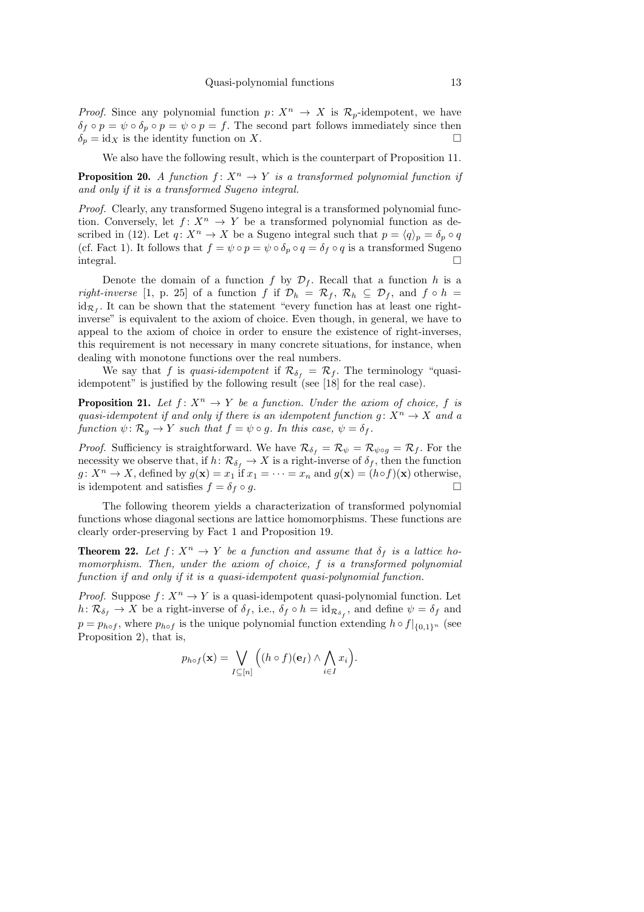*Proof.* Since any polynomial function $p\colon X^n \to X$ is $\mathcal{R}_p$-idempotent, we have $\delta_f \circ p = \psi \circ \delta_p \circ p = \psi \circ p = f$. The second part follows immediately since then $\delta_p = \mathrm{id}_X$ is the identity function on $X$. □

We also have the following result, which is the counterpart of Proposition 11.

**Proposition 20.** *A function $f\colon X^n \to Y$ is a transformed polynomial function if and only if it is a transformed Sugeno integral.*

*Proof.* Clearly, any transformed Sugeno integral is a transformed polynomial function. Conversely, let $f\colon X^n \to Y$ be a transformed polynomial function as described in (12). Let $q\colon X^n \to X$ be a Sugeno integral such that $p = \langle q \rangle_p = \delta_p \circ q$ (cf. Fact 1). It follows that $f = \psi \circ p = \psi \circ \delta_p \circ q = \delta_f \circ q$ is a transformed Sugeno integral. □

Denote the domain of a function $f$ by $\mathcal{D}_f$. Recall that a function $h$ is a *right-inverse* [1, p. 25] of a function $f$ if $\mathcal{D}_h = \mathcal{R}_f$, $\mathcal{R}_h \subseteq \mathcal{D}_f$, and $f \circ h = \mathrm{id}_{\mathcal{R}_f}$. It can be shown that the statement "every function has at least one right-inverse" is equivalent to the axiom of choice. Even though, in general, we have to appeal to the axiom of choice in order to ensure the existence of right-inverses, this requirement is not necessary in many concrete situations, for instance, when dealing with monotone functions over the real numbers.

We say that $f$ is *quasi-idempotent* if $\mathcal{R}_{\delta_f} = \mathcal{R}_f$. The terminology "quasi-idempotent" is justified by the following result (see [18] for the real case).

**Proposition 21.** *Let $f\colon X^n \to Y$ be a function. Under the axiom of choice, $f$ is quasi-idempotent if and only if there is an idempotent function $g\colon X^n \to X$ and a function $\psi\colon \mathcal{R}_g \to Y$ such that $f = \psi \circ g$. In this case, $\psi = \delta_f$.*

*Proof.* Sufficiency is straightforward. We have $\mathcal{R}_{\delta_f} = \mathcal{R}_\psi = \mathcal{R}_{\psi \circ g} = \mathcal{R}_f$. For the necessity we observe that, if $h\colon \mathcal{R}_{\delta_f} \to X$ is a right-inverse of $\delta_f$, then the function $g\colon X^n \to X$, defined by $g(\mathbf{x}) = x_1$ if $x_1 = \cdots = x_n$ and $g(\mathbf{x}) = (h \circ f)(\mathbf{x})$ otherwise, is idempotent and satisfies $f = \delta_f \circ g$. □

The following theorem yields a characterization of transformed polynomial functions whose diagonal sections are lattice homomorphisms. These functions are clearly order-preserving by Fact 1 and Proposition 19.

**Theorem 22.** *Let $f\colon X^n \to Y$ be a function and assume that $\delta_f$ is a lattice homomorphism. Then, under the axiom of choice, $f$ is a transformed polynomial function if and only if it is a quasi-idempotent quasi-polynomial function.*

*Proof.* Suppose $f\colon X^n \to Y$ is a quasi-idempotent quasi-polynomial function. Let $h\colon \mathcal{R}_{\delta_f} \to X$ be a right-inverse of $\delta_f$, i.e., $\delta_f \circ h = \mathrm{id}_{\mathcal{R}_{\delta_f}}$, and define $\psi = \delta_f$ and $p = p_{h\circ f}$, where $p_{h \circ f}$ is the unique polynomial function extending $h \circ f|_{\{0,1\}^n}$ (see Proposition 2), that is,

$$p_{h\circ f}(\mathbf{x}) = \bigvee_{I \subseteq [n]} \Big( (h \circ f)(\mathbf{e}_I) \wedge \bigwedge_{i \in I} x_i \Big).$$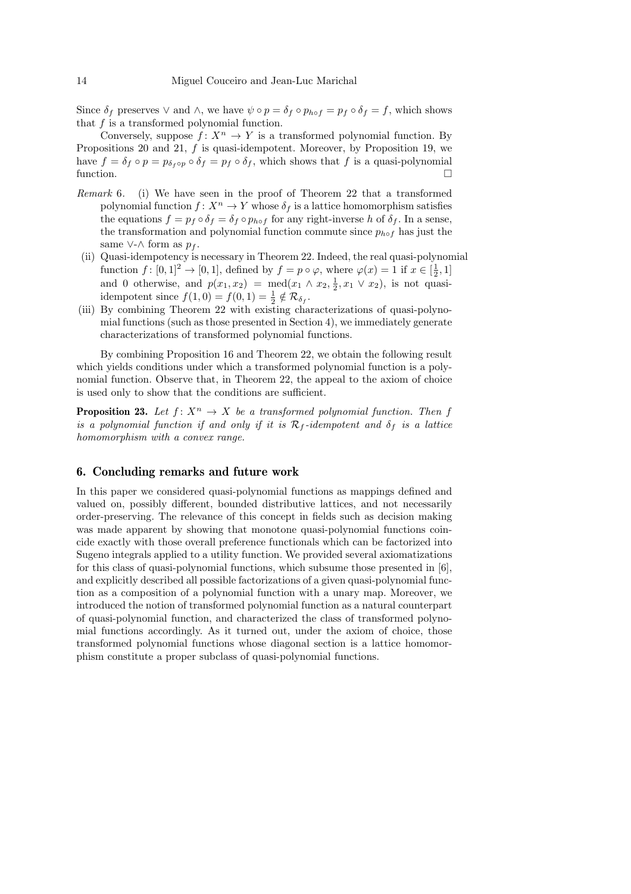Since $\delta_f$ preserves $\vee$ and $\wedge$, we have $\psi \circ p = \delta_f \circ p_{h\circ f} = p_f \circ \delta_f = f$, which shows that $f$ is a transformed polynomial function.

Conversely, suppose $f\colon X^n \to Y$ is a transformed polynomial function. By Propositions 20 and 21, $f$ is quasi-idempotent. Moreover, by Proposition 19, we have $f = \delta_f \circ p = p_{\delta_f \circ p} \circ \delta_f = p_f \circ \delta_f$, which shows that $f$ is a quasi-polynomial function. □

*Remark* 6. (i) We have seen in the proof of Theorem 22 that a transformed polynomial function $f\colon X^n \to Y$ whose $\delta_f$ is a lattice homomorphism satisfies the equations $f = p_f \circ \delta_f = \delta_f \circ p_{h\circ f}$ for any right-inverse $h$ of $\delta_f$. In a sense, the transformation and polynomial function commute since $p_{h\circ f}$ has just the same $\vee$-$\wedge$ form as $p_f$.

(ii) Quasi-idempotency is necessary in Theorem 22. Indeed, the real quasi-polynomial function $f\colon [0,1]^2 \to [0,1]$, defined by $f = p \circ \varphi$, where $\varphi(x) = 1$ if $x \in [\frac{1}{2}, 1]$ and 0 otherwise, and $p(x_1, x_2) = \mathrm{med}(x_1 \wedge x_2, \frac{1}{2}, x_1 \vee x_2)$, is not quasi-idempotent since $f(1,0) = f(0,1) = \frac{1}{2} \notin \mathcal{R}_{\delta_f}$.

(iii) By combining Theorem 22 with existing characterizations of quasi-polynomial functions (such as those presented in Section 4), we immediately generate characterizations of transformed polynomial functions.

By combining Proposition 16 and Theorem 22, we obtain the following result which yields conditions under which a transformed polynomial function is a polynomial function. Observe that, in Theorem 22, the appeal to the axiom of choice is used only to show that the conditions are sufficient.

**Proposition 23.** *Let $f\colon X^n \to X$ be a transformed polynomial function. Then $f$ is a polynomial function if and only if it is $\mathcal{R}_f$-idempotent and $\delta_f$ is a lattice homomorphism with a convex range.*

## 6. Concluding remarks and future work

In this paper we considered quasi-polynomial functions as mappings defined and valued on, possibly different, bounded distributive lattices, and not necessarily order-preserving. The relevance of this concept in fields such as decision making was made apparent by showing that monotone quasi-polynomial functions coincide exactly with those overall preference functionals which can be factorized into Sugeno integrals applied to a utility function. We provided several axiomatizations for this class of quasi-polynomial functions, which subsume those presented in [6], and explicitly described all possible factorizations of a given quasi-polynomial function as a composition of a polynomial function with a unary map. Moreover, we introduced the notion of transformed polynomial function as a natural counterpart of quasi-polynomial function, and characterized the class of transformed polynomial functions accordingly. As it turned out, under the axiom of choice, those transformed polynomial functions whose diagonal section is a lattice homomorphism constitute a proper subclass of quasi-polynomial functions.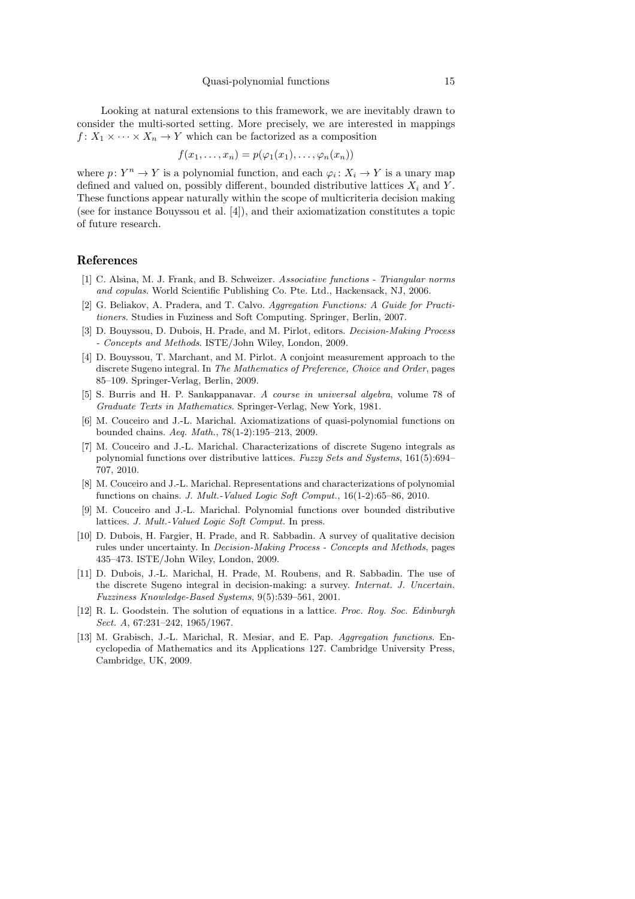Looking at natural extensions to this framework, we are inevitably drawn to consider the multi-sorted setting. More precisely, we are interested in mappings $f\colon X_1 \times \cdots \times X_n \to Y$ which can be factorized as a composition

$$f(x_1, \ldots, x_n) = p(\varphi_1(x_1), \ldots, \varphi_n(x_n))$$

where $p\colon Y^n \to Y$ is a polynomial function, and each $\varphi_i\colon X_i \to Y$ is a unary map defined and valued on, possibly different, bounded distributive lattices $X_i$ and $Y$. These functions appear naturally within the scope of multicriteria decision making (see for instance Bouyssou et al. [4]), and their axiomatization constitutes a topic of future research.

## References

[1] C. Alsina, M. J. Frank, and B. Schweizer. *Associative functions - Triangular norms and copulas*. World Scientific Publishing Co. Pte. Ltd., Hackensack, NJ, 2006.

[2] G. Beliakov, A. Pradera, and T. Calvo. *Aggregation Functions: A Guide for Practitioners*. Studies in Fuziness and Soft Computing. Springer, Berlin, 2007.

[3] D. Bouyssou, D. Dubois, H. Prade, and M. Pirlot, editors. *Decision-Making Process - Concepts and Methods*. ISTE/John Wiley, London, 2009.

[4] D. Bouyssou, T. Marchant, and M. Pirlot. A conjoint measurement approach to the discrete Sugeno integral. In *The Mathematics of Preference, Choice and Order*, pages 85–109. Springer-Verlag, Berlin, 2009.

[5] S. Burris and H. P. Sankappanavar. *A course in universal algebra*, volume 78 of *Graduate Texts in Mathematics*. Springer-Verlag, New York, 1981.

[6] M. Couceiro and J.-L. Marichal. Axiomatizations of quasi-polynomial functions on bounded chains. *Aeq. Math.*, 78(1-2):195–213, 2009.

[7] M. Couceiro and J.-L. Marichal. Characterizations of discrete Sugeno integrals as polynomial functions over distributive lattices. *Fuzzy Sets and Systems*, 161(5):694–707, 2010.

[8] M. Couceiro and J.-L. Marichal. Representations and characterizations of polynomial functions on chains. *J. Mult.-Valued Logic Soft Comput.*, 16(1-2):65–86, 2010.

[9] M. Couceiro and J.-L. Marichal. Polynomial functions over bounded distributive lattices. *J. Mult.-Valued Logic Soft Comput.* In press.

[10] D. Dubois, H. Fargier, H. Prade, and R. Sabbadin. A survey of qualitative decision rules under uncertainty. In *Decision-Making Process - Concepts and Methods*, pages 435–473. ISTE/John Wiley, London, 2009.

[11] D. Dubois, J.-L. Marichal, H. Prade, M. Roubens, and R. Sabbadin. The use of the discrete Sugeno integral in decision-making: a survey. *Internat. J. Uncertain. Fuzziness Knowledge-Based Systems*, 9(5):539–561, 2001.

[12] R. L. Goodstein. The solution of equations in a lattice. *Proc. Roy. Soc. Edinburgh Sect. A*, 67:231–242, 1965/1967.

[13] M. Grabisch, J.-L. Marichal, R. Mesiar, and E. Pap. *Aggregation functions*. Encyclopedia of Mathematics and its Applications 127. Cambridge University Press, Cambridge, UK, 2009.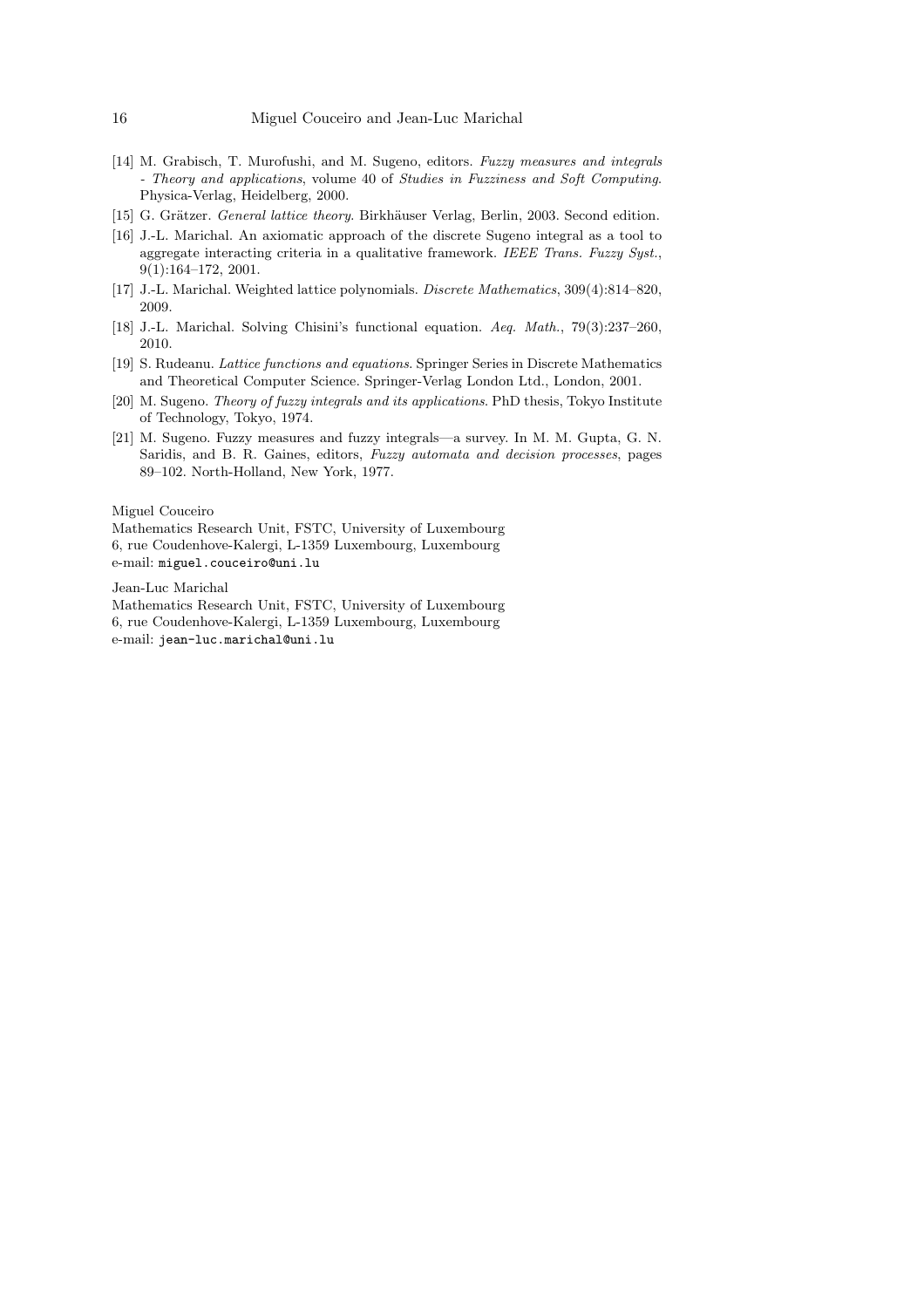[14] M. Grabisch, T. Murofushi, and M. Sugeno, editors. *Fuzzy measures and integrals - Theory and applications*, volume 40 of *Studies in Fuzziness and Soft Computing*. Physica-Verlag, Heidelberg, 2000.

[15] G. Grätzer. *General lattice theory*. Birkhäuser Verlag, Berlin, 2003. Second edition.

[16] J.-L. Marichal. An axiomatic approach of the discrete Sugeno integral as a tool to aggregate interacting criteria in a qualitative framework. *IEEE Trans. Fuzzy Syst.*, 9(1):164–172, 2001.

[17] J.-L. Marichal. Weighted lattice polynomials. *Discrete Mathematics*, 309(4):814–820, 2009.

[18] J.-L. Marichal. Solving Chisini's functional equation. *Aeq. Math.*, 79(3):237–260, 2010.

[19] S. Rudeanu. *Lattice functions and equations*. Springer Series in Discrete Mathematics and Theoretical Computer Science. Springer-Verlag London Ltd., London, 2001.

[20] M. Sugeno. *Theory of fuzzy integrals and its applications*. PhD thesis, Tokyo Institute of Technology, Tokyo, 1974.

[21] M. Sugeno. Fuzzy measures and fuzzy integrals—a survey. In M. M. Gupta, G. N. Saridis, and B. R. Gaines, editors, *Fuzzy automata and decision processes*, pages 89–102. North-Holland, New York, 1977.

Miguel Couceiro
Mathematics Research Unit, FSTC, University of Luxembourg
6, rue Coudenhove-Kalergi, L-1359 Luxembourg, Luxembourg
e-mail: `miguel.couceiro@uni.lu`

Jean-Luc Marichal
Mathematics Research Unit, FSTC, University of Luxembourg
6, rue Coudenhove-Kalergi, L-1359 Luxembourg, Luxembourg
e-mail: `jean-luc.marichal@uni.lu`